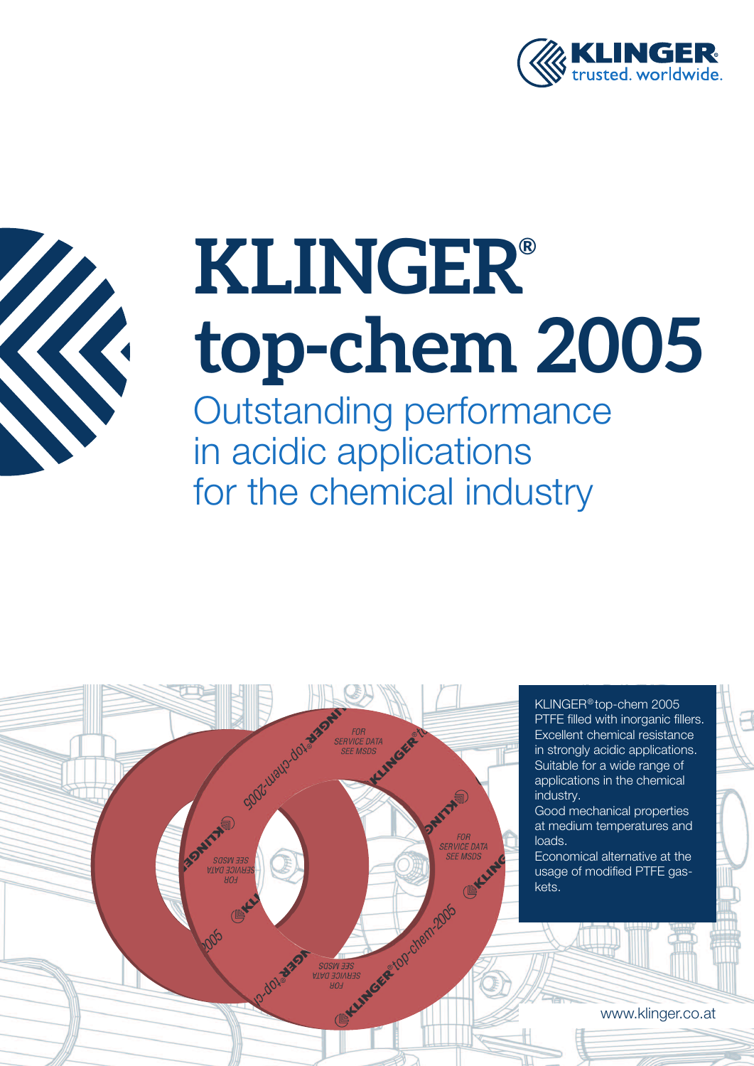KLINGER® trusted. worldwide.

# KLINGER® top-chem 2005

## Outstanding performance in acidic applications for the chemical industry

KLINGER® top-chem 2005 PTFE filled with inorganic fillers.

Excellent chemical resistance in strongly acidic applications.

Suitable for a wide range of applications in the chemical industry.

Good mechanical properties at medium temperatures and loads.

Economical alternative at the usage of modified PTFE gaskets.

www.klinger.co.at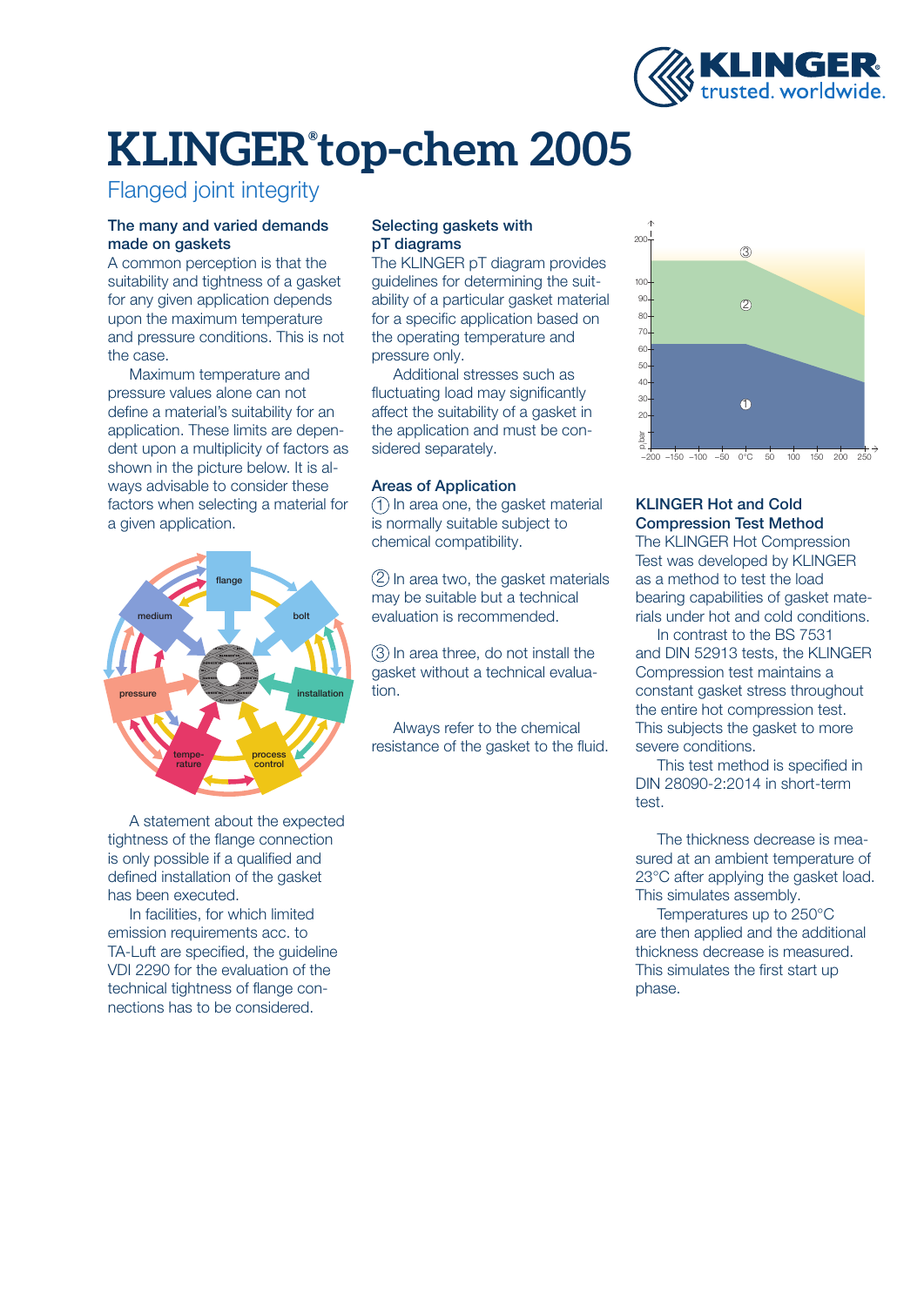# KLINGER® top-chem 2005

## Flanged joint integrity

### The many and varied demands made on gaskets

A common perception is that the suitability and tightness of a gasket for any given application depends upon the maximum temperature and pressure conditions. This is not the case.

Maximum temperature and pressure values alone can not define a material's suitability for an application. These limits are dependent upon a multiplicity of factors as shown in the picture below. It is always advisable to consider these factors when selecting a material for a given application.

A statement about the expected tightness of the flange connection is only possible if a qualified and defined installation of the gasket has been executed.

In facilities, for which limited emission requirements acc. to TA-Luft are specified, the guideline VDI 2290 for the evaluation of the technical tightness of flange connections has to be considered.

### Selecting gaskets with pT diagrams

The KLINGER pT diagram provides guidelines for determining the suitability of a particular gasket material for a specific application based on the operating temperature and pressure only.

Additional stresses such as fluctuating load may significantly affect the suitability of a gasket in the application and must be considered separately.

### Areas of Application

① In area one, the gasket material is normally suitable subject to chemical compatibility.

② In area two, the gasket materials may be suitable but a technical evaluation is recommended.

③ In area three, do not install the gasket without a technical evaluation.

Always refer to the chemical resistance of the gasket to the fluid.

### KLINGER Hot and Cold Compression Test Method

The KLINGER Hot Compression Test was developed by KLINGER as a method to test the load bearing capabilities of gasket materials under hot and cold conditions.

In contrast to the BS 7531 and DIN 52913 tests, the KLINGER Compression test maintains a constant gasket stress throughout the entire hot compression test. This subjects the gasket to more severe conditions.

This test method is specified in DIN 28090-2:2014 in short-term test.

The thickness decrease is measured at an ambient temperature of 23°C after applying the gasket load. This simulates assembly.

Temperatures up to 250°C are then applied and the additional thickness decrease is measured. This simulates the first start up phase.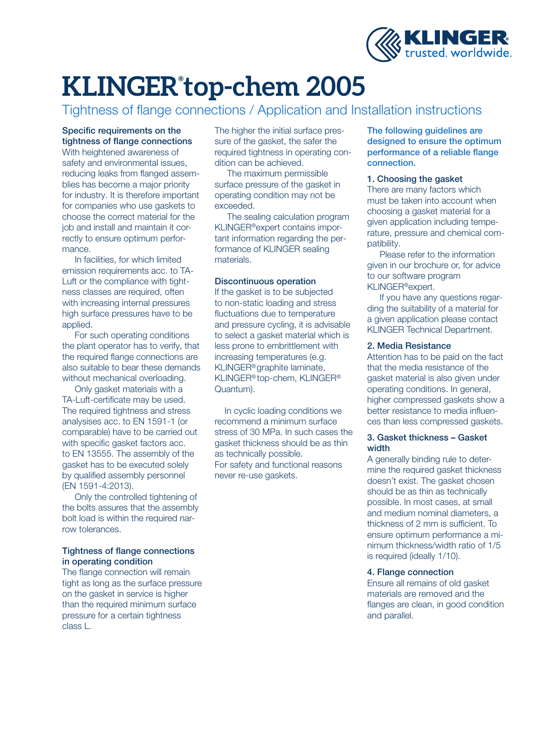# KLINGER® top-chem 2005

## Tightness of flange connections / Application and Installation instructions

**Specific requirements on the tightness of flange connections**
With heightened awareness of safety and environmental issues, reducing leaks from flanged assemblies has become a major priority for industry. It is therefore important for companies who use gaskets to choose the correct material for the job and install and maintain it correctly to ensure optimum performance.

In facilities, for which limited emission requirements acc. to TA-Luft or the compliance with tightness classes are required, often with increasing internal pressures high surface pressures have to be applied.

For such operating conditions the plant operator has to verify, that the required flange connections are also suitable to bear these demands without mechanical overloading.

Only gasket materials with a TA-Luft-certificate may be used. The required tightness and stress analysises acc. to EN 1591-1 (or comparable) have to be carried out with specific gasket factors acc. to EN 13555. The assembly of the gasket has to be executed solely by qualified assembly personnel (EN 1591-4:2013).

Only the controlled tightening of the bolts assures that the assembly bolt load is within the required narrow tolerances.

**Tightness of flange connections in operating condition**
The flange connection will remain tight as long as the surface pressure on the gasket in service is higher than the required minimum surface pressure for a certain tightness class L.

The higher the initial surface pressure of the gasket, the safer the required tightness in operating condition can be achieved.

The maximum permissible surface pressure of the gasket in operating condition may not be exceeded.

The sealing calculation program KLINGER®expert contains important information regarding the performance of KLINGER sealing materials.

**Discontinuous operation**
If the gasket is to be subjected to non-static loading and stress fluctuations due to temperature and pressure cycling, it is advisable to select a gasket material which is less prone to embrittlement with increasing temperatures (e.g. KLINGER® graphite laminate, KLINGER® top-chem, KLINGER® Quantum).

In cyclic loading conditions we recommend a minimum surface stress of 30 MPa. In such cases the gasket thickness should be as thin as technically possible.
For safety and functional reasons never re-use gaskets.

**The following guidelines are designed to ensure the optimum performance of a reliable flange connection.**

**1. Choosing the gasket**
There are many factors which must be taken into account when choosing a gasket material for a given application including temperature, pressure and chemical compatibility.

Please refer to the information given in our brochure or, for advice to our software program KLINGER®expert.

If you have any questions regarding the suitability of a material for a given application please contact KLINGER Technical Department.

**2. Media Resistance**
Attention has to be paid on the fact that the media resistance of the gasket material is also given under operating conditions. In general, higher compressed gaskets show a better resistance to media influences than less compressed gaskets.

**3. Gasket thickness – Gasket width**
A generally binding rule to determine the required gasket thickness doesn't exist. The gasket chosen should be as thin as technically possible. In most cases, at small and medium nominal diameters, a thickness of 2 mm is sufficient. To ensure optimum performance a minimum thickness/width ratio of 1/5 is required (ideally 1/10).

**4. Flange connection**
Ensure all remains of old gasket materials are removed and the flanges are clean, in good condition and parallel.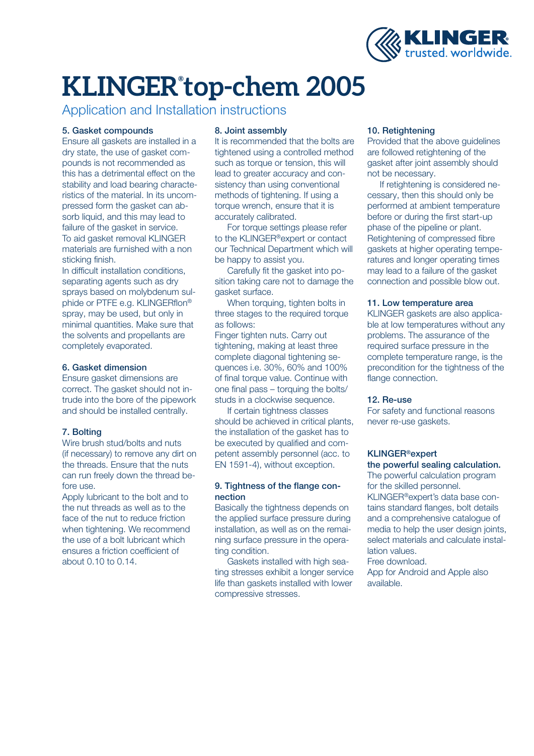# KLINGER® top-chem 2005

## Application and Installation instructions

### 5. Gasket compounds

Ensure all gaskets are installed in a dry state, the use of gasket compounds is not recommended as this has a detrimental effect on the stability and load bearing characteristics of the material. In its uncompressed form the gasket can absorb liquid, and this may lead to failure of the gasket in service.
To aid gasket removal KLINGER materials are furnished with a non sticking finish.
In difficult installation conditions, separating agents such as dry sprays based on molybdenum sulphide or PTFE e.g. KLINGERflon® spray, may be used, but only in minimal quantities. Make sure that the solvents and propellants are completely evaporated.

### 6. Gasket dimension

Ensure gasket dimensions are correct. The gasket should not intrude into the bore of the pipework and should be installed centrally.

### 7. Bolting

Wire brush stud/bolts and nuts (if necessary) to remove any dirt on the threads. Ensure that the nuts can run freely down the thread before use.
Apply lubricant to the bolt and to the nut threads as well as to the face of the nut to reduce friction when tightening. We recommend the use of a bolt lubricant which ensures a friction coefficient of about 0.10 to 0.14.

### 8. Joint assembly

It is recommended that the bolts are tightened using a controlled method such as torque or tension, this will lead to greater accuracy and consistency than using conventional methods of tightening. If using a torque wrench, ensure that it is accurately calibrated.

For torque settings please refer to the KLINGER®expert or contact our Technical Department which will be happy to assist you.

Carefully fit the gasket into position taking care not to damage the gasket surface.

When torquing, tighten bolts in three stages to the required torque as follows:
Finger tighten nuts. Carry out tightening, making at least three complete diagonal tightening sequences i.e. 30%, 60% and 100% of final torque value. Continue with one final pass – torquing the bolts/studs in a clockwise sequence.

If certain tightness classes should be achieved in critical plants, the installation of the gasket has to be executed by qualified and competent assembly personnel (acc. to EN 1591-4), without exception.

### 9. Tightness of the flange connection

Basically the tightness depends on the applied surface pressure during installation, as well as on the remaining surface pressure in the operating condition.

Gaskets installed with high seating stresses exhibit a longer service life than gaskets installed with lower compressive stresses.

### 10. Retightening

Provided that the above guidelines are followed retightening of the gasket after joint assembly should not be necessary.

If retightening is considered necessary, then this should only be performed at ambient temperature before or during the first start-up phase of the pipeline or plant. Retightening of compressed fibre gaskets at higher operating temperatures and longer operating times may lead to a failure of the gasket connection and possible blow out.

### 11. Low temperature area

KLINGER gaskets are also applicable at low temperatures without any problems. The assurance of the required surface pressure in the complete temperature range, is the precondition for the tightness of the flange connection.

### 12. Re-use

For safety and functional reasons never re-use gaskets.

### KLINGER®expert
**the powerful sealing calculation.**

The powerful calculation program for the skilled personnel.
KLINGER®expert's data base contains standard flanges, bolt details and a comprehensive catalogue of media to help the user design joints, select materials and calculate installation values.
Free download.
App for Android and Apple also available.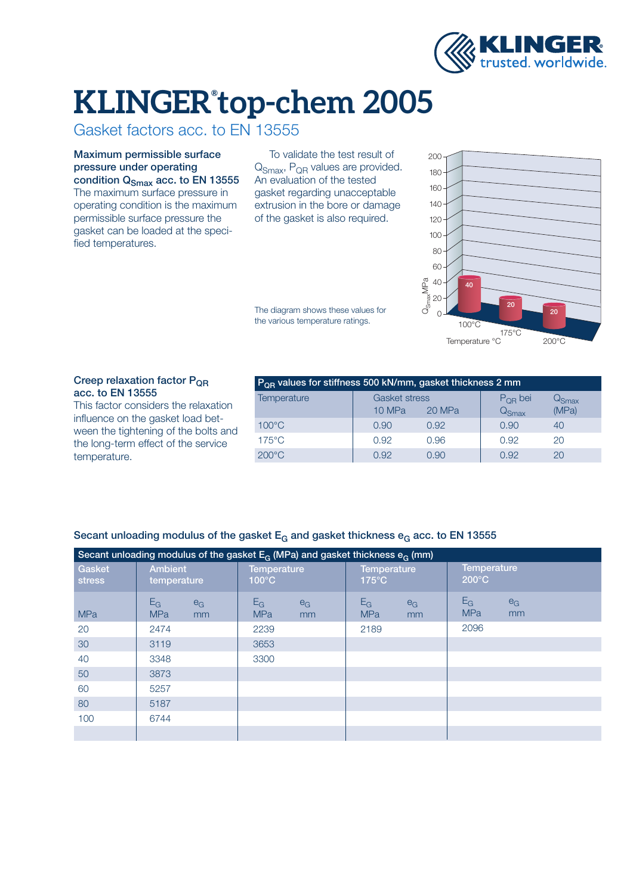# KLINGER® top-chem 2005

## Gasket factors acc. to EN 13555

**Maximum permissible surface pressure under operating condition $Q_{Smax}$ acc. to EN 13555**
The maximum surface pressure in operating condition is the maximum permissible surface pressure the gasket can be loaded at the specified temperatures.

To validate the test result of $Q_{Smax}$, $P_{QR}$ values are provided. An evaluation of the tested gasket regarding unacceptable extrusion in the bore or damage of the gasket is also required.

The diagram shows these values for the various temperature ratings.

| Temperature °C | $Q_{Smax}$ MPa |
|---|---|
| 100°C | 40 |
| 175°C | 20 |
| 200°C | 20 |

**Creep relaxation factor $P_{QR}$ acc. to EN 13555**
This factor considers the relaxation influence on the gasket load between the tightening of the bolts and the long-term effect of the service temperature.

| $P_{QR}$ values for stiffness 500 kN/mm, gasket thickness 2 mm | | | | |
|---|---|---|---|---|
| Temperature | Gasket stress 10 MPa | Gasket stress 20 MPa | $P_{QR}$ bei $Q_{Smax}$ | $Q_{Smax}$ (MPa) |
| 100°C | 0.90 | 0.92 | 0.90 | 40 |
| 175°C | 0.92 | 0.96 | 0.92 | 20 |
| 200°C | 0.92 | 0.90 | 0.92 | 20 |

**Secant unloading modulus of the gasket $E_G$ and gasket thickness $e_G$ acc. to EN 13555**

| Secant unloading modulus of the gasket $E_G$ (MPa) and gasket thickness $e_G$ (mm) | | | | | | | | |
|---|---|---|---|---|---|---|---|---|
| Gasket stress | Ambient temperature | | Temperature 100°C | | Temperature 175°C | | Temperature 200°C | |
| MPa | $E_G$ MPa | $e_G$ mm | $E_G$ MPa | $e_G$ mm | $E_G$ MPa | $e_G$ mm | $E_G$ MPa | $e_G$ mm |
| 20 | 2474 | | 2239 | | 2189 | | 2096 | |
| 30 | 3119 | | 3653 | | | | | |
| 40 | 3348 | | 3300 | | | | | |
| 50 | 3873 | | | | | | | |
| 60 | 5257 | | | | | | | |
| 80 | 5187 | | | | | | | |
| 100 | 6744 | | | | | | | |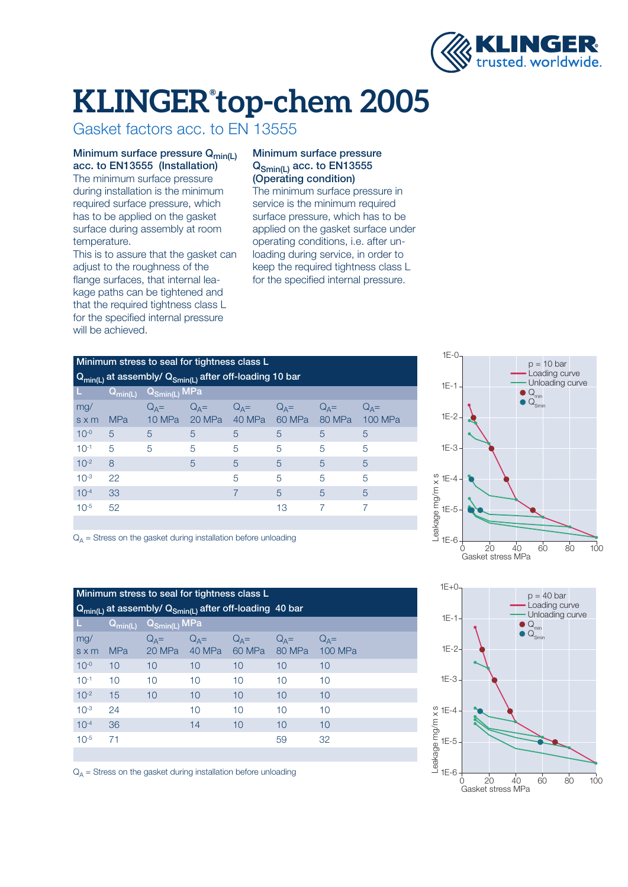# KLINGER® top-chem 2005

## Gasket factors acc. to EN 13555

### Minimum surface pressure $Q_{min(L)}$ acc. to EN13555 (Installation)

The minimum surface pressure during installation is the minimum required surface pressure, which has to be applied on the gasket surface during assembly at room temperature.
This is to assure that the gasket can adjust to the roughness of the flange surfaces, that internal leakage paths can be tightened and that the required tightness class L for the specified internal pressure will be achieved.

### Minimum surface pressure $Q_{Smin(L)}$ acc. to EN13555 (Operating condition)

The minimum surface pressure in service is the minimum required surface pressure, which has to be applied on the gasket surface under operating conditions, i.e. after unloading during service, in order to keep the required tightness class L for the specified internal pressure.

| Minimum stress to seal for tightness class L $Q_{min(L)}$ at assembly/ $Q_{Smin(L)}$ after off-loading 10 bar | | | | | | | |
|---|---|---|---|---|---|---|---|
| L | $Q_{min(L)}$ | $Q_{Smin(L)}$ MPa | | | | | |
| mg/ s x m | MPa | $Q_A$= 10 MPa | $Q_A$= 20 MPa | $Q_A$= 40 MPa | $Q_A$= 60 MPa | $Q_A$= 80 MPa | $Q_A$= 100 MPa |
| $10^{-0}$ | 5 | 5 | 5 | 5 | 5 | 5 | 5 |
| $10^{-1}$ | 5 | 5 | 5 | 5 | 5 | 5 | 5 |
| $10^{-2}$ | 8 | | 5 | 5 | 5 | 5 | 5 |
| $10^{-3}$ | 22 | | | 5 | 5 | 5 | 5 |
| $10^{-4}$ | 33 | | | 7 | 5 | 5 | 5 |
| $10^{-5}$ | 52 | | | | 13 | 7 | 7 |

$Q_A$ = Stress on the gasket during installation before unloading

| Minimum stress to seal for tightness class L $Q_{min(L)}$ at assembly/ $Q_{Smin(L)}$ after off-loading 40 bar | | | | | | |
|---|---|---|---|---|---|---|
| L | $Q_{min(L)}$ | $Q_{Smin(L)}$ MPa | | | | |
| mg/ s x m | MPa | $Q_A$= 20 MPa | $Q_A$= 40 MPa | $Q_A$= 60 MPa | $Q_A$= 80 MPa | $Q_A$= 100 MPa |
| $10^{-0}$ | 10 | 10 | 10 | 10 | 10 | 10 |
| $10^{-1}$ | 10 | 10 | 10 | 10 | 10 | 10 |
| $10^{-2}$ | 15 | 10 | 10 | 10 | 10 | 10 |
| $10^{-3}$ | 24 | | 10 | 10 | 10 | 10 |
| $10^{-4}$ | 36 | | 14 | 10 | 10 | 10 |
| $10^{-5}$ | 71 | | | | 59 | 32 |

$Q_A$ = Stress on the gasket during installation before unloading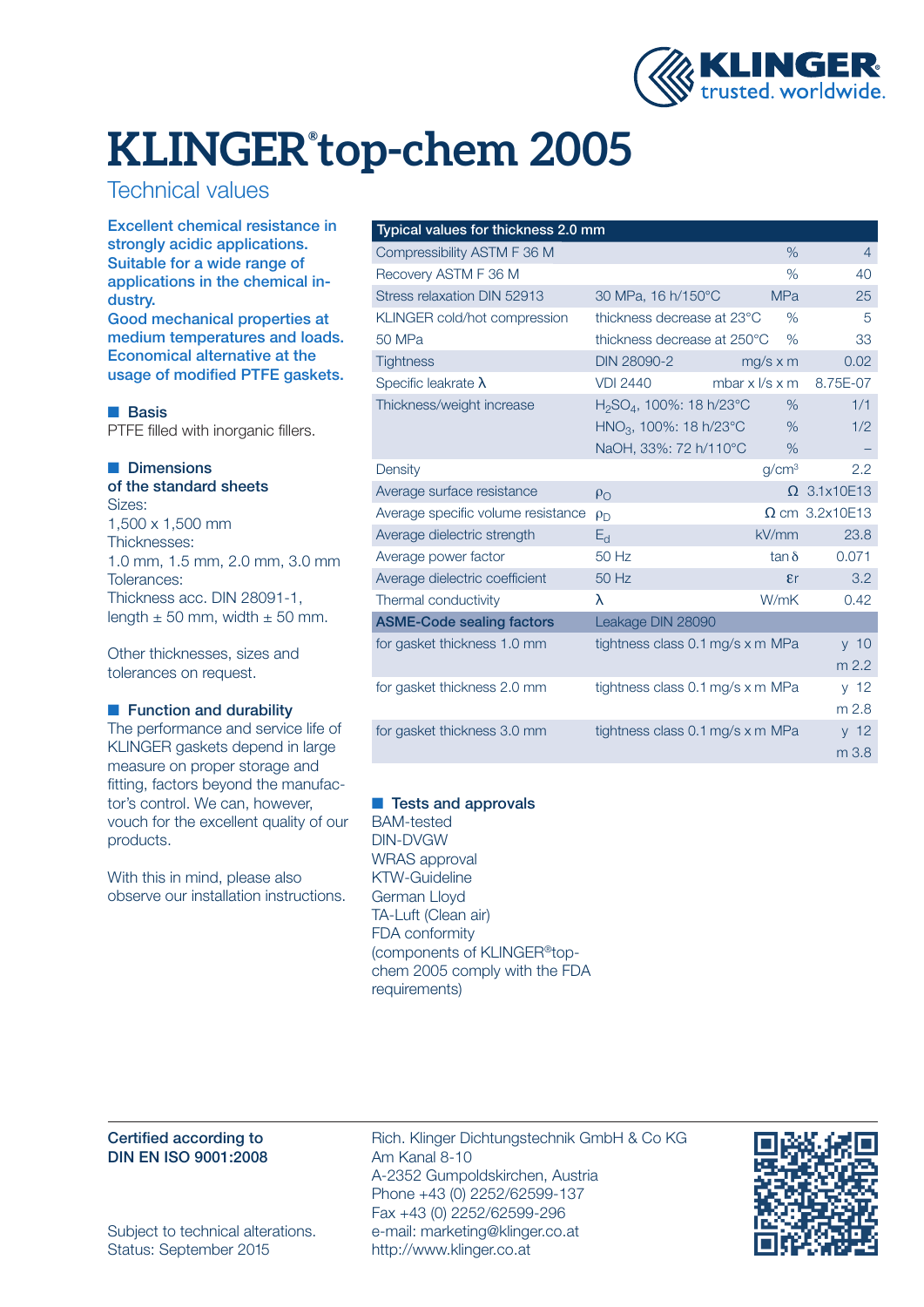# KLINGER® top-chem 2005

## Technical values

**Excellent chemical resistance in strongly acidic applications. Suitable for a wide range of applications in the chemical industry.**
**Good mechanical properties at medium temperatures and loads.**
**Economical alternative at the usage of modified PTFE gaskets.**

### Basis

PTFE filled with inorganic fillers.

### Dimensions of the standard sheets

Sizes:
1,500 x 1,500 mm
Thicknesses:
1.0 mm, 1.5 mm, 2.0 mm, 3.0 mm
Tolerances:
Thickness acc. DIN 28091-1,
length ± 50 mm, width ± 50 mm.

Other thicknesses, sizes and tolerances on request.

### Function and durability

The performance and service life of KLINGER gaskets depend in large measure on proper storage and fitting, factors beyond the manufactor's control. We can, however, vouch for the excellent quality of our products.

With this in mind, please also observe our installation instructions.

| Typical values for thickness 2.0 mm | | | |
|---|---|---|---|
| Compressibility ASTM F 36 M | | % | 4 |
| Recovery ASTM F 36 M | | % | 40 |
| Stress relaxation DIN 52913 | 30 MPa, 16 h/150°C | MPa | 25 |
| KLINGER cold/hot compression | thickness decrease at 23°C | % | 5 |
| 50 MPa | thickness decrease at 250°C | % | 33 |
| Tightness | DIN 28090-2 | mg/s x m | 0.02 |
| Specific leakrate $\lambda$ | VDI 2440 | mbar x l/s x m | 8.75E-07 |
| Thickness/weight increase | $H_2SO_4$, 100%: 18 h/23°C | % | 1/1 |
| | $HNO_3$, 100%: 18 h/23°C | % | 1/2 |
| | NaOH, 33%: 72 h/110°C | % | – |
| Density | | g/cm³ | 2.2 |
| Average surface resistance | $\rho_O$ | Ω | 3.1x10E13 |
| Average specific volume resistance | $\rho_D$ | Ω cm | 3.2x10E13 |
| Average dielectric strength | $E_d$ | kV/mm | 23.8 |
| Average power factor | 50 Hz | tan δ | 0.071 |
| Average dielectric coefficient | 50 Hz | εr | 3.2 |
| Thermal conductivity | λ | W/mK | 0.42 |
| **ASME-Code sealing factors** | Leakage DIN 28090 | | |
| for gasket thickness 1.0 mm | tightness class 0.1 mg/s x m | MPa | y 10 |
| | | | m 2.2 |
| for gasket thickness 2.0 mm | tightness class 0.1 mg/s x m | MPa | y 12 |
| | | | m 2.8 |
| for gasket thickness 3.0 mm | tightness class 0.1 mg/s x m | MPa | y 12 |
| | | | m 3.8 |

### Tests and approvals

BAM-tested
DIN-DVGW
WRAS approval
KTW-Guideline
German Lloyd
TA-Luft (Clean air)
FDA conformity
(components of KLINGER® top-chem 2005 comply with the FDA requirements)

**Certified according to DIN EN ISO 9001:2008**

Subject to technical alterations.
Status: September 2015

Rich. Klinger Dichtungstechnik GmbH & Co KG
Am Kanal 8-10
A-2352 Gumpoldskirchen, Austria
Phone +43 (0) 2252/62599-137
Fax +43 (0) 2252/62599-296
e-mail: marketing@klinger.co.at
http://www.klinger.co.at